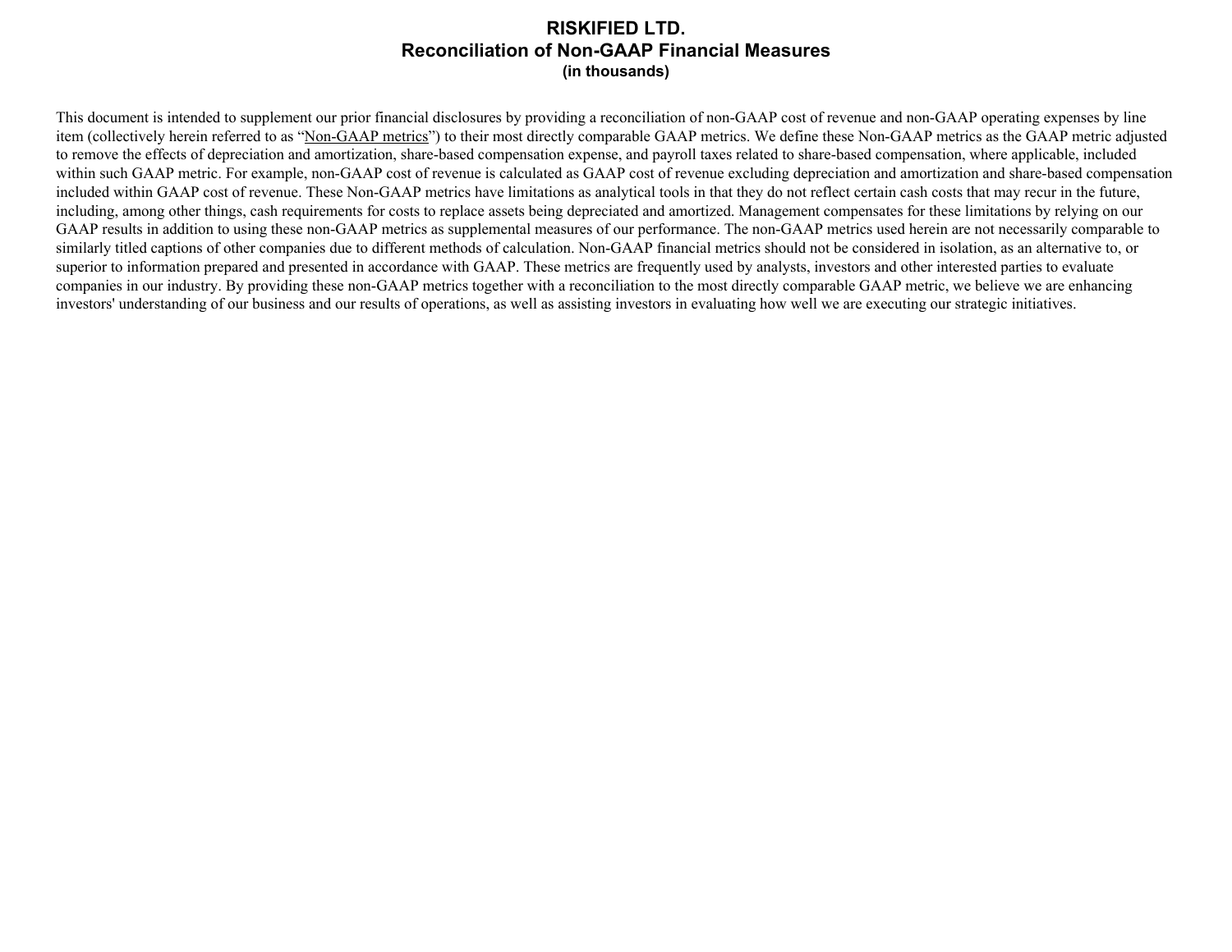# RISKIFIED LTD.
## Reconciliation of Non-GAAP Financial Measures
### (in thousands)

This document is intended to supplement our prior financial disclosures by providing a reconciliation of non-GAAP cost of revenue and non-GAAP operating expenses by line item (collectively herein referred to as "Non-GAAP metrics") to their most directly comparable GAAP metrics. We define these Non-GAAP metrics as the GAAP metric adjusted to remove the effects of depreciation and amortization, share-based compensation expense, and payroll taxes related to share-based compensation, where applicable, included within such GAAP metric. For example, non-GAAP cost of revenue is calculated as GAAP cost of revenue excluding depreciation and amortization and share-based compensation included within GAAP cost of revenue. These Non-GAAP metrics have limitations as analytical tools in that they do not reflect certain cash costs that may recur in the future, including, among other things, cash requirements for costs to replace assets being depreciated and amortized. Management compensates for these limitations by relying on our GAAP results in addition to using these non-GAAP metrics as supplemental measures of our performance. The non-GAAP metrics used herein are not necessarily comparable to similarly titled captions of other companies due to different methods of calculation. Non-GAAP financial metrics should not be considered in isolation, as an alternative to, or superior to information prepared and presented in accordance with GAAP. These metrics are frequently used by analysts, investors and other interested parties to evaluate companies in our industry. By providing these non-GAAP metrics together with a reconciliation to the most directly comparable GAAP metric, we believe we are enhancing investors' understanding of our business and our results of operations, as well as assisting investors in evaluating how well we are executing our strategic initiatives.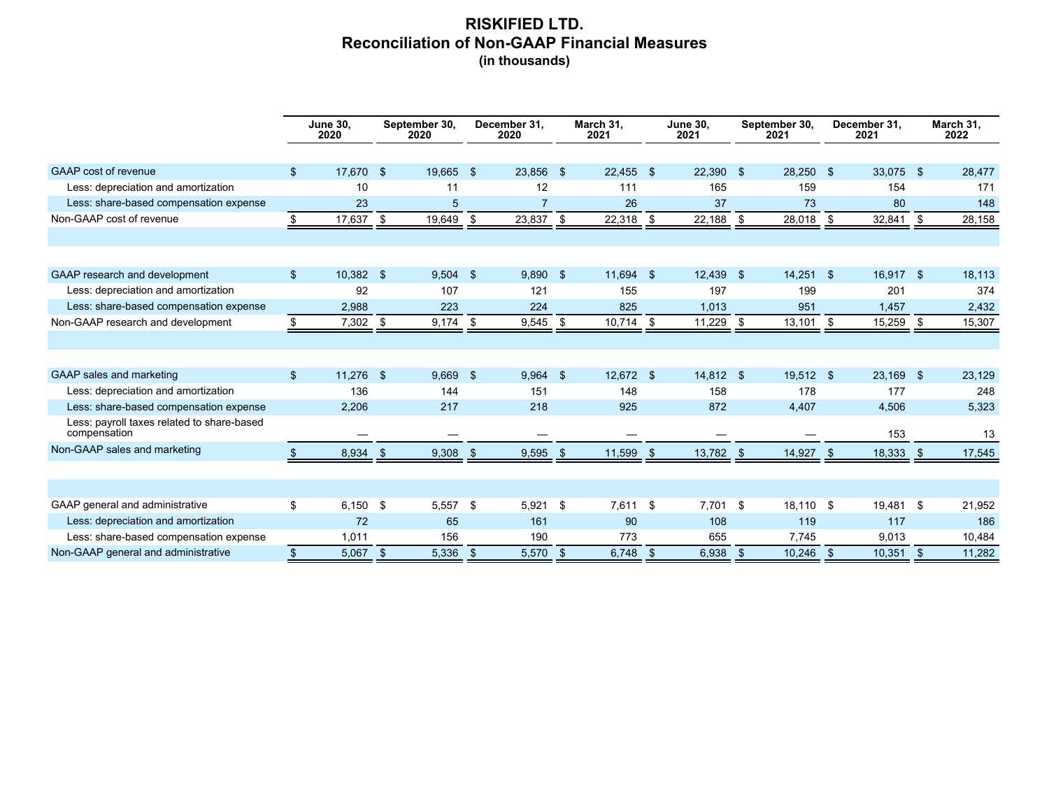# RISKIFIED LTD.
## Reconciliation of Non-GAAP Financial Measures
### (in thousands)

| | June 30, 2020 | September 30, 2020 | December 31, 2020 | March 31, 2021 | June 30, 2021 | September 30, 2021 | December 31, 2021 | March 31, 2022 |
|---|---|---|---|---|---|---|---|---|
| GAAP cost of revenue | $ 17,670 | $ 19,665 | $ 23,856 | $ 22,455 | $ 22,390 | $ 28,250 | $ 33,075 | $ 28,477 |
| Less: depreciation and amortization | 10 | 11 | 12 | 111 | 165 | 159 | 154 | 171 |
| Less: share-based compensation expense | 23 | 5 | 7 | 26 | 37 | 73 | 80 | 148 |
| Non-GAAP cost of revenue | $ 17,637 | $ 19,649 | $ 23,837 | $ 22,318 | $ 22,188 | $ 28,018 | $ 32,841 | $ 28,158 |
| | | | | | | | | |
| GAAP research and development | $ 10,382 | $ 9,504 | $ 9,890 | $ 11,694 | $ 12,439 | $ 14,251 | $ 16,917 | $ 18,113 |
| Less: depreciation and amortization | 92 | 107 | 121 | 155 | 197 | 199 | 201 | 374 |
| Less: share-based compensation expense | 2,988 | 223 | 224 | 825 | 1,013 | 951 | 1,457 | 2,432 |
| Non-GAAP research and development | $ 7,302 | $ 9,174 | $ 9,545 | $ 10,714 | $ 11,229 | $ 13,101 | $ 15,259 | $ 15,307 |
| | | | | | | | | |
| GAAP sales and marketing | $ 11,276 | $ 9,669 | $ 9,964 | $ 12,672 | $ 14,812 | $ 19,512 | $ 23,169 | $ 23,129 |
| Less: depreciation and amortization | 136 | 144 | 151 | 148 | 158 | 178 | 177 | 248 |
| Less: share-based compensation expense | 2,206 | 217 | 218 | 925 | 872 | 4,407 | 4,506 | 5,323 |
| Less: payroll taxes related to share-based compensation | — | — | — | — | — | — | 153 | 13 |
| Non-GAAP sales and marketing | $ 8,934 | $ 9,308 | $ 9,595 | $ 11,599 | $ 13,782 | $ 14,927 | $ 18,333 | $ 17,545 |
| | | | | | | | | |
| GAAP general and administrative | $ 6,150 | $ 5,557 | $ 5,921 | $ 7,611 | $ 7,701 | $ 18,110 | $ 19,481 | $ 21,952 |
| Less: depreciation and amortization | 72 | 65 | 161 | 90 | 108 | 119 | 117 | 186 |
| Less: share-based compensation expense | 1,011 | 156 | 190 | 773 | 655 | 7,745 | 9,013 | 10,484 |
| Non-GAAP general and administrative | $ 5,067 | $ 5,336 | $ 5,570 | $ 6,748 | $ 6,938 | $ 10,246 | $ 10,351 | $ 11,282 |